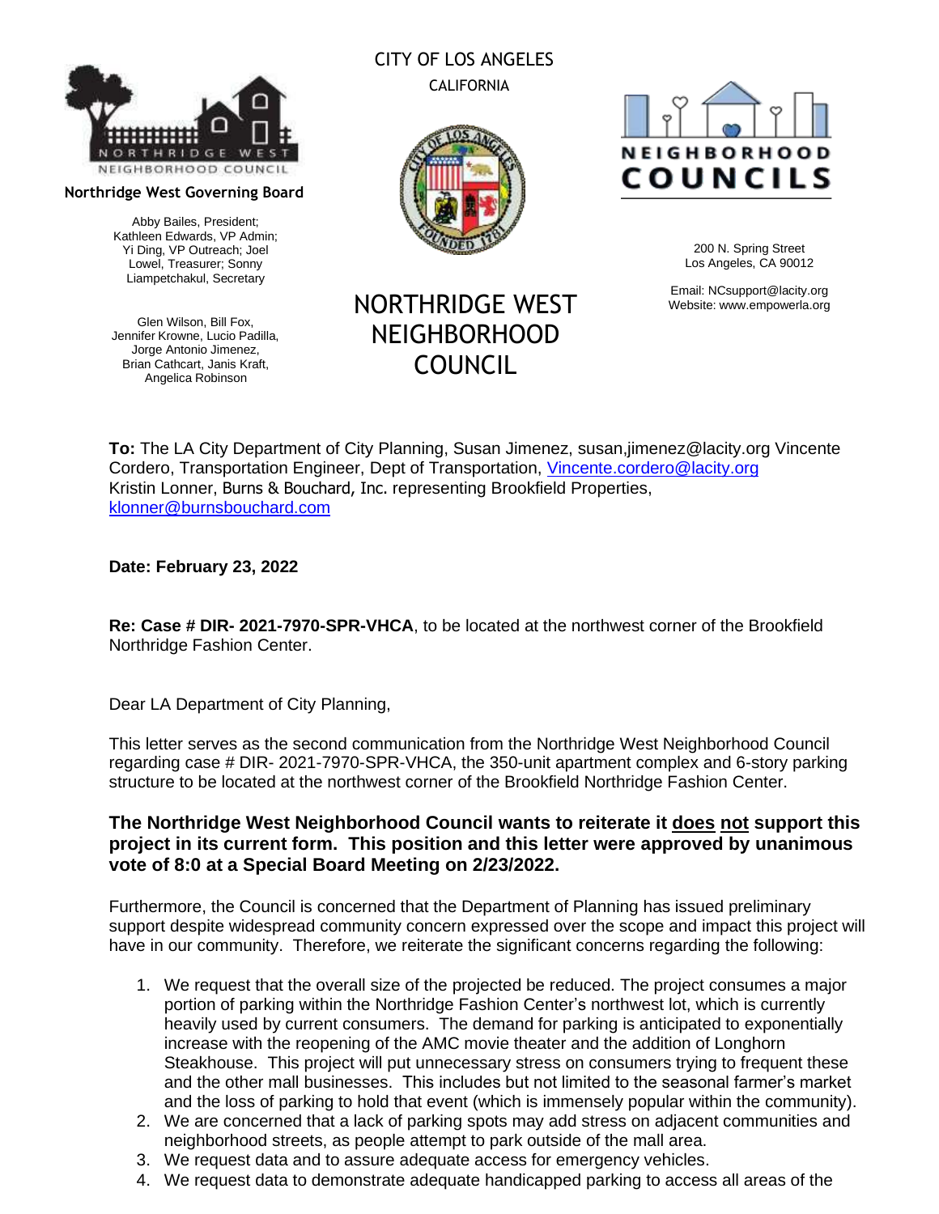NORTHRIDGE WEST NEIGHBORHOOD COUNCIL

**Northridge West Governing Board**

Abby Bailes, President; Kathleen Edwards, VP Admin; Yi Ding, VP Outreach; Joel Lowel, Treasurer; Sonny Liampetchakul, Secretary

Glen Wilson, Bill Fox, Jennifer Krowne, Lucio Padilla, Jorge Antonio Jimenez, Brian Cathcart, Janis Kraft, Angelica Robinson

CITY OF LOS ANGELES

CALIFORNIA

# NORTHRIDGE WEST NEIGHBORHOOD COUNCIL

NEIGHBORHOOD COUNCILS

200 N. Spring Street
Los Angeles, CA 90012

Email: NCsupport@lacity.org
Website: www.empowerla.org

**To:** The LA City Department of City Planning, Susan Jimenez, susan,jimenez@lacity.org Vincente Cordero, Transportation Engineer, Dept of Transportation, Vincente.cordero@lacity.org Kristin Lonner, Burns & Bouchard, Inc. representing Brookfield Properties, klonner@burnsbouchard.com

**Date: February 23, 2022**

**Re: Case # DIR- 2021-7970-SPR-VHCA**, to be located at the northwest corner of the Brookfield Northridge Fashion Center.

Dear LA Department of City Planning,

This letter serves as the second communication from the Northridge West Neighborhood Council regarding case # DIR- 2021-7970-SPR-VHCA, the 350-unit apartment complex and 6-story parking structure to be located at the northwest corner of the Brookfield Northridge Fashion Center.

**The Northridge West Neighborhood Council wants to reiterate it <u>does</u> <u>not</u> support this project in its current form. This position and this letter were approved by unanimous vote of 8:0 at a Special Board Meeting on 2/23/2022.**

Furthermore, the Council is concerned that the Department of Planning has issued preliminary support despite widespread community concern expressed over the scope and impact this project will have in our community. Therefore, we reiterate the significant concerns regarding the following:

1. We request that the overall size of the projected be reduced. The project consumes a major portion of parking within the Northridge Fashion Center's northwest lot, which is currently heavily used by current consumers. The demand for parking is anticipated to exponentially increase with the reopening of the AMC movie theater and the addition of Longhorn Steakhouse. This project will put unnecessary stress on consumers trying to frequent these and the other mall businesses. This includes but not limited to the seasonal farmer's market and the loss of parking to hold that event (which is immensely popular within the community).
2. We are concerned that a lack of parking spots may add stress on adjacent communities and neighborhood streets, as people attempt to park outside of the mall area.
3. We request data and to assure adequate access for emergency vehicles.
4. We request data to demonstrate adequate handicapped parking to access all areas of the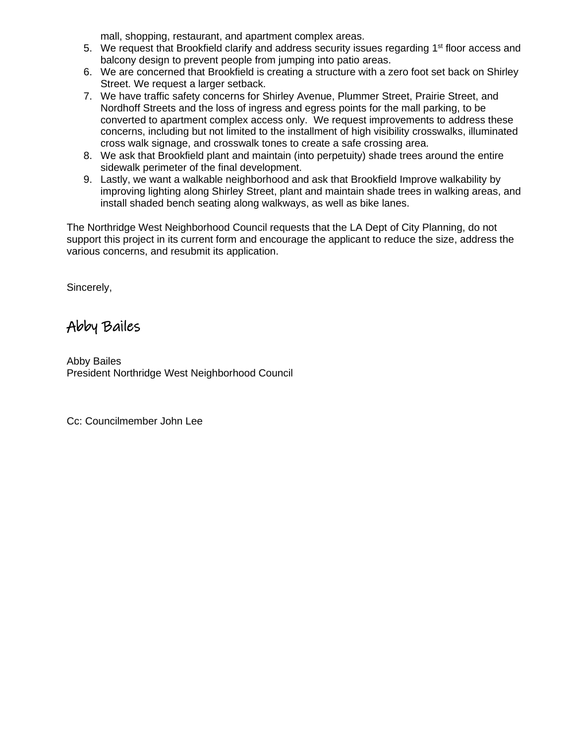mall, shopping, restaurant, and apartment complex areas.

5. We request that Brookfield clarify and address security issues regarding 1st floor access and balcony design to prevent people from jumping into patio areas.
6. We are concerned that Brookfield is creating a structure with a zero foot set back on Shirley Street. We request a larger setback.
7. We have traffic safety concerns for Shirley Avenue, Plummer Street, Prairie Street, and Nordhoff Streets and the loss of ingress and egress points for the mall parking, to be converted to apartment complex access only. We request improvements to address these concerns, including but not limited to the installment of high visibility crosswalks, illuminated cross walk signage, and crosswalk tones to create a safe crossing area.
8. We ask that Brookfield plant and maintain (into perpetuity) shade trees around the entire sidewalk perimeter of the final development.
9. Lastly, we want a walkable neighborhood and ask that Brookfield Improve walkability by improving lighting along Shirley Street, plant and maintain shade trees in walking areas, and install shaded bench seating along walkways, as well as bike lanes.

The Northridge West Neighborhood Council requests that the LA Dept of City Planning, do not support this project in its current form and encourage the applicant to reduce the size, address the various concerns, and resubmit its application.

Sincerely,

Abby Bailes

Abby Bailes
President Northridge West Neighborhood Council

Cc: Councilmember John Lee